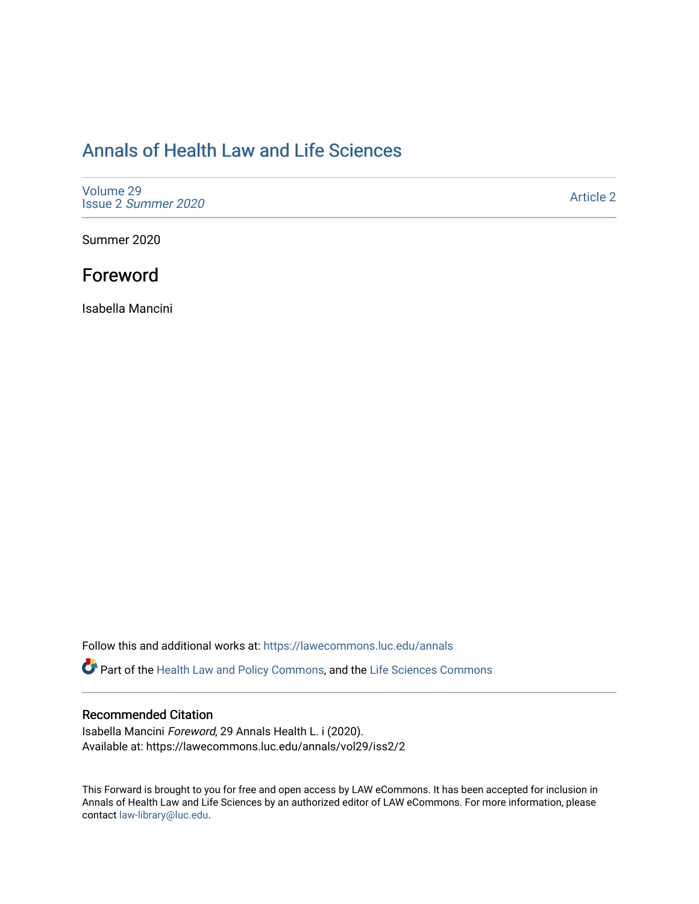# Annals of Health Law and Life Sciences

Volume 29
Issue 2 *Summer 2020*

Article 2

Summer 2020

## Foreword

Isabella Mancini

Follow this and additional works at: https://lawecommons.luc.edu/annals

Part of the Health Law and Policy Commons, and the Life Sciences Commons

### Recommended Citation

Isabella Mancini *Foreword*, 29 Annals Health L. i (2020).
Available at: https://lawecommons.luc.edu/annals/vol29/iss2/2

This Forward is brought to you for free and open access by LAW eCommons. It has been accepted for inclusion in Annals of Health Law and Life Sciences by an authorized editor of LAW eCommons. For more information, please contact law-library@luc.edu.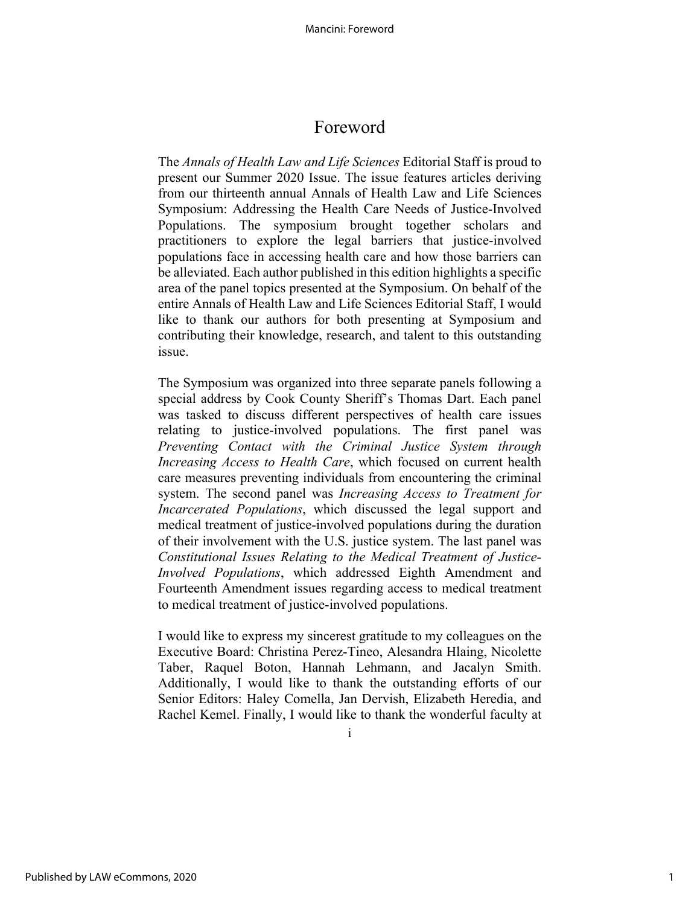# Foreword

The *Annals of Health Law and Life Sciences* Editorial Staff is proud to present our Summer 2020 Issue. The issue features articles deriving from our thirteenth annual Annals of Health Law and Life Sciences Symposium: Addressing the Health Care Needs of Justice-Involved Populations. The symposium brought together scholars and practitioners to explore the legal barriers that justice-involved populations face in accessing health care and how those barriers can be alleviated. Each author published in this edition highlights a specific area of the panel topics presented at the Symposium. On behalf of the entire Annals of Health Law and Life Sciences Editorial Staff, I would like to thank our authors for both presenting at Symposium and contributing their knowledge, research, and talent to this outstanding issue.

The Symposium was organized into three separate panels following a special address by Cook County Sheriff's Thomas Dart. Each panel was tasked to discuss different perspectives of health care issues relating to justice-involved populations. The first panel was *Preventing Contact with the Criminal Justice System through Increasing Access to Health Care*, which focused on current health care measures preventing individuals from encountering the criminal system. The second panel was *Increasing Access to Treatment for Incarcerated Populations*, which discussed the legal support and medical treatment of justice-involved populations during the duration of their involvement with the U.S. justice system. The last panel was *Constitutional Issues Relating to the Medical Treatment of Justice-Involved Populations*, which addressed Eighth Amendment and Fourteenth Amendment issues regarding access to medical treatment to medical treatment of justice-involved populations.

I would like to express my sincerest gratitude to my colleagues on the Executive Board: Christina Perez-Tineo, Alesandra Hlaing, Nicolette Taber, Raquel Boton, Hannah Lehmann, and Jacalyn Smith. Additionally, I would like to thank the outstanding efforts of our Senior Editors: Haley Comella, Jan Dervish, Elizabeth Heredia, and Rachel Kemel. Finally, I would like to thank the wonderful faculty at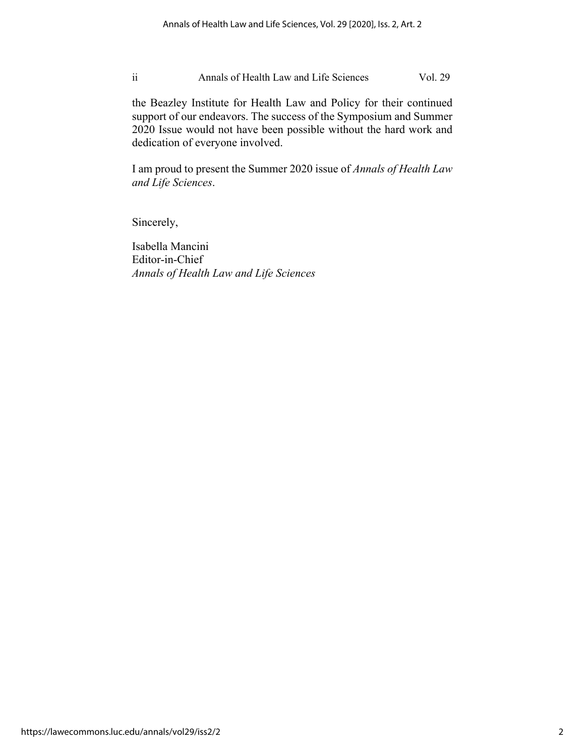the Beazley Institute for Health Law and Policy for their continued support of our endeavors. The success of the Symposium and Summer 2020 Issue would not have been possible without the hard work and dedication of everyone involved.

I am proud to present the Summer 2020 issue of *Annals of Health Law and Life Sciences*.

Sincerely,

Isabella Mancini
Editor-in-Chief
*Annals of Health Law and Life Sciences*